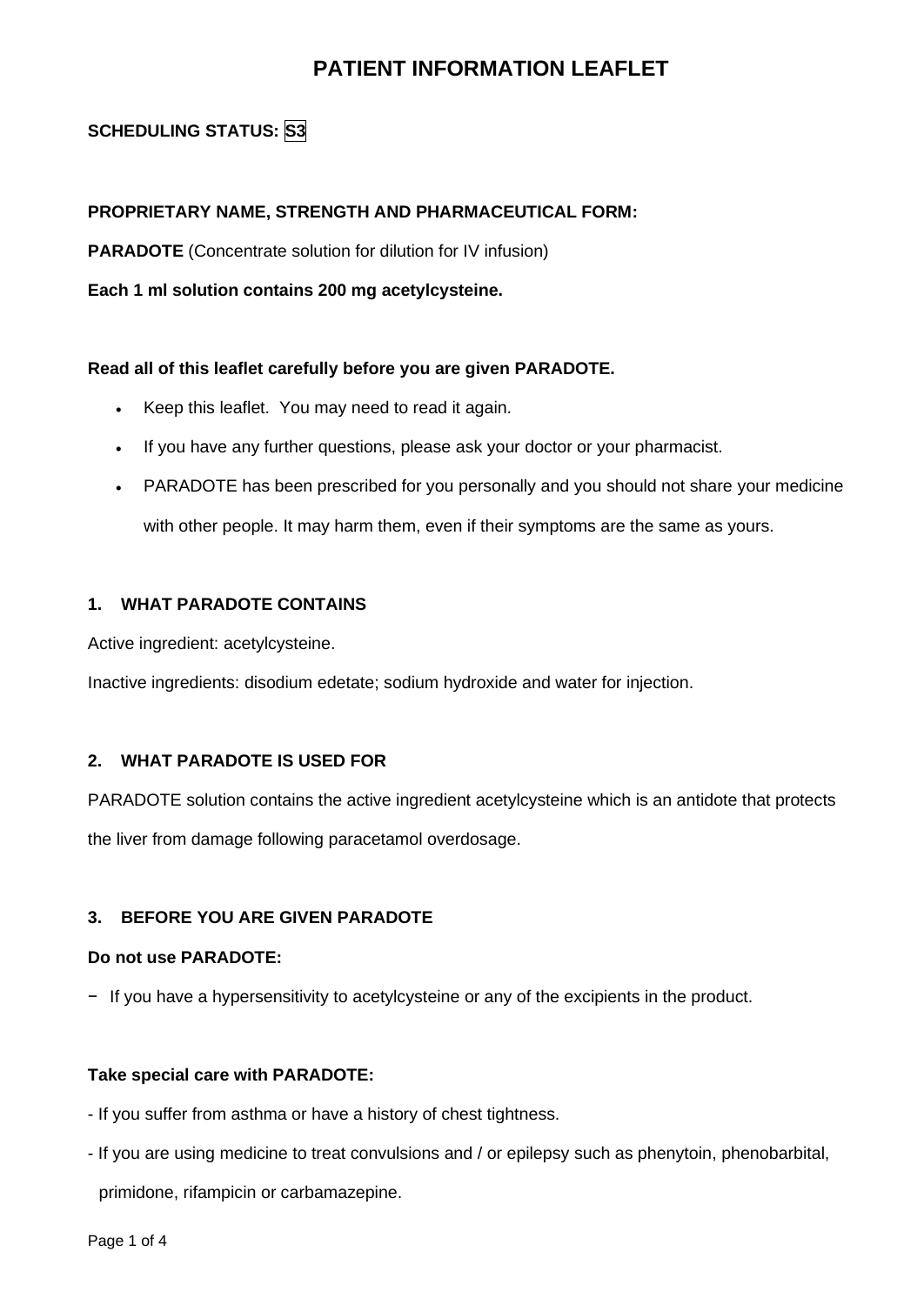# PATIENT INFORMATION LEAFLET

**SCHEDULING STATUS: S3**

**PROPRIETARY NAME, STRENGTH AND PHARMACEUTICAL FORM:**

**PARADOTE** (Concentrate solution for dilution for IV infusion)

**Each 1 ml solution contains 200 mg acetylcysteine.**

**Read all of this leaflet carefully before you are given PARADOTE.**

- Keep this leaflet. You may need to read it again.
- If you have any further questions, please ask your doctor or your pharmacist.
- PARADOTE has been prescribed for you personally and you should not share your medicine with other people. It may harm them, even if their symptoms are the same as yours.

## 1. WHAT PARADOTE CONTAINS

Active ingredient: acetylcysteine.

Inactive ingredients: disodium edetate; sodium hydroxide and water for injection.

## 2. WHAT PARADOTE IS USED FOR

PARADOTE solution contains the active ingredient acetylcysteine which is an antidote that protects the liver from damage following paracetamol overdosage.

## 3. BEFORE YOU ARE GIVEN PARADOTE

**Do not use PARADOTE:**

− If you have a hypersensitivity to acetylcysteine or any of the excipients in the product.

**Take special care with PARADOTE:**

- If you suffer from asthma or have a history of chest tightness.
- If you are using medicine to treat convulsions and / or epilepsy such as phenytoin, phenobarbital, primidone, rifampicin or carbamazepine.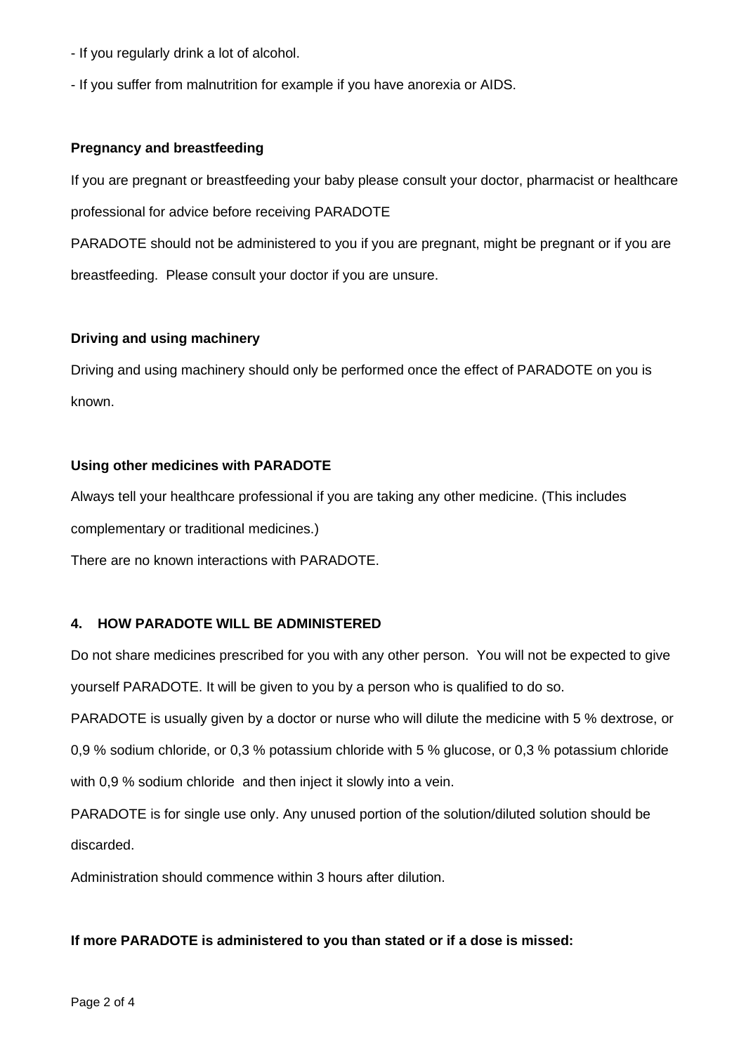- If you regularly drink a lot of alcohol.

- If you suffer from malnutrition for example if you have anorexia or AIDS.

**Pregnancy and breastfeeding**

If you are pregnant or breastfeeding your baby please consult your doctor, pharmacist or healthcare professional for advice before receiving PARADOTE

PARADOTE should not be administered to you if you are pregnant, might be pregnant or if you are breastfeeding. Please consult your doctor if you are unsure.

**Driving and using machinery**

Driving and using machinery should only be performed once the effect of PARADOTE on you is known.

**Using other medicines with PARADOTE**

Always tell your healthcare professional if you are taking any other medicine. (This includes complementary or traditional medicines.)

There are no known interactions with PARADOTE.

**4. HOW PARADOTE WILL BE ADMINISTERED**

Do not share medicines prescribed for you with any other person. You will not be expected to give yourself PARADOTE. It will be given to you by a person who is qualified to do so.

PARADOTE is usually given by a doctor or nurse who will dilute the medicine with 5 % dextrose, or 0,9 % sodium chloride, or 0,3 % potassium chloride with 5 % glucose, or 0,3 % potassium chloride with 0,9 % sodium chloride and then inject it slowly into a vein.

PARADOTE is for single use only. Any unused portion of the solution/diluted solution should be discarded.

Administration should commence within 3 hours after dilution.

**If more PARADOTE is administered to you than stated or if a dose is missed:**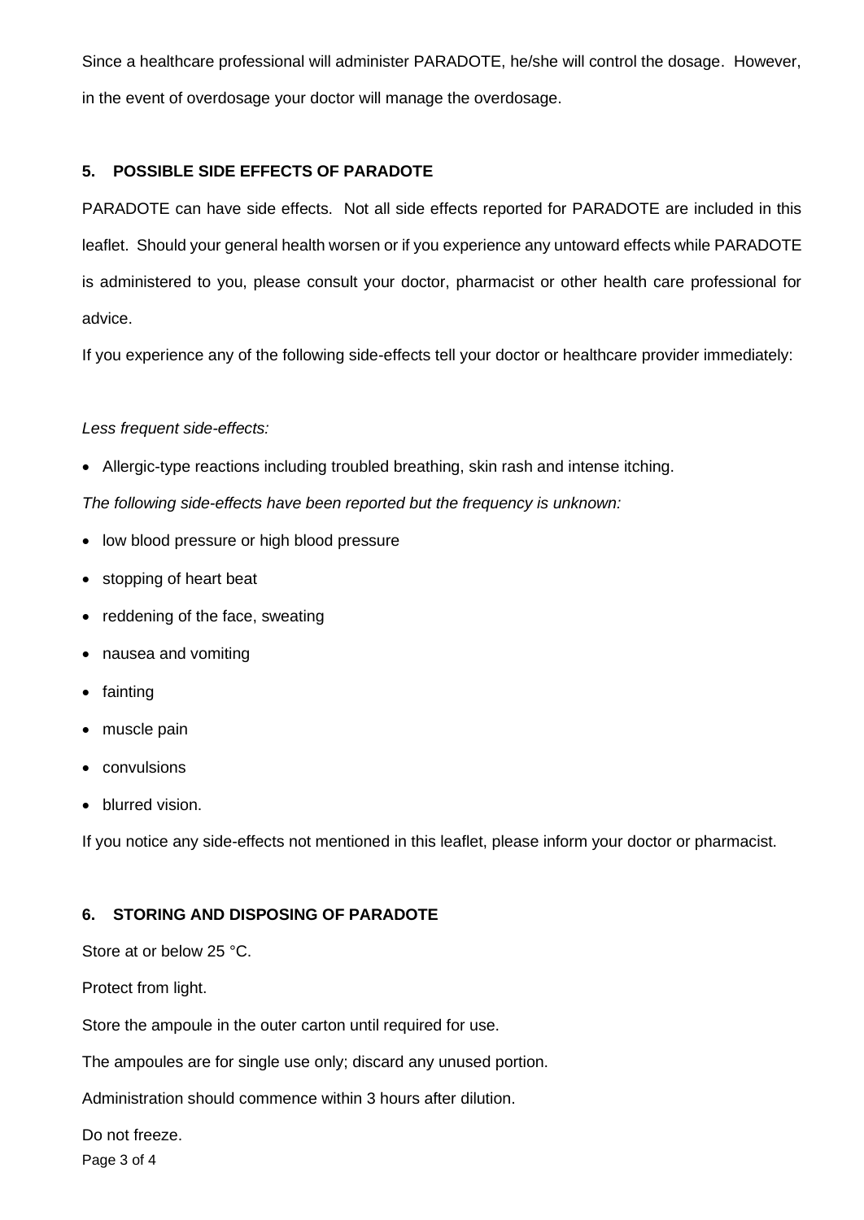Since a healthcare professional will administer PARADOTE, he/she will control the dosage. However, in the event of overdosage your doctor will manage the overdosage.

## 5. POSSIBLE SIDE EFFECTS OF PARADOTE

PARADOTE can have side effects. Not all side effects reported for PARADOTE are included in this leaflet. Should your general health worsen or if you experience any untoward effects while PARADOTE is administered to you, please consult your doctor, pharmacist or other health care professional for advice.

If you experience any of the following side-effects tell your doctor or healthcare provider immediately:

*Less frequent side-effects:*

- Allergic-type reactions including troubled breathing, skin rash and intense itching.

*The following side-effects have been reported but the frequency is unknown:*

- low blood pressure or high blood pressure
- stopping of heart beat
- reddening of the face, sweating
- nausea and vomiting
- fainting
- muscle pain
- convulsions
- blurred vision.

If you notice any side-effects not mentioned in this leaflet, please inform your doctor or pharmacist.

## 6. STORING AND DISPOSING OF PARADOTE

Store at or below 25 °C.

Protect from light.

Store the ampoule in the outer carton until required for use.

The ampoules are for single use only; discard any unused portion.

Administration should commence within 3 hours after dilution.

Do not freeze.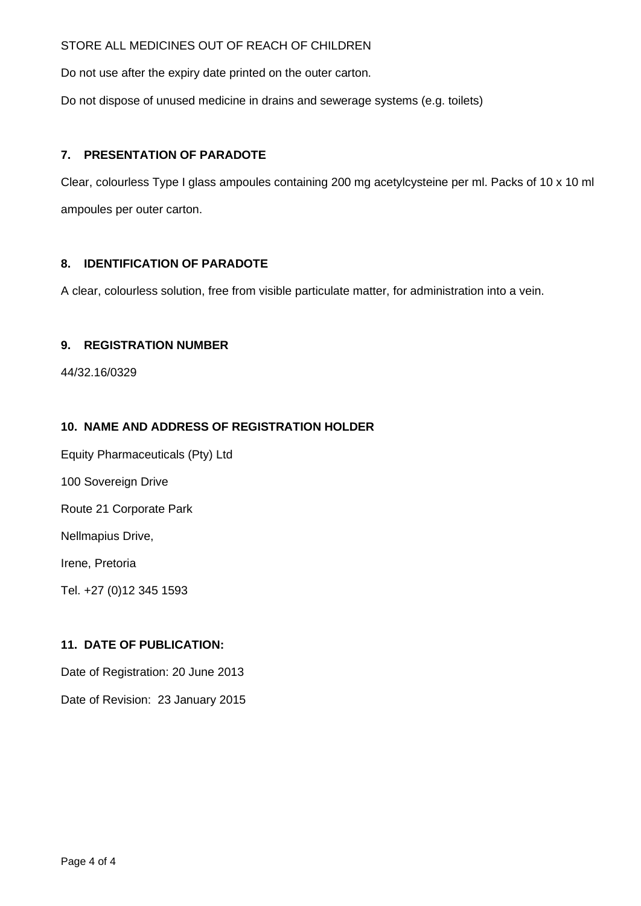STORE ALL MEDICINES OUT OF REACH OF CHILDREN

Do not use after the expiry date printed on the outer carton.

Do not dispose of unused medicine in drains and sewerage systems (e.g. toilets)

### 7. PRESENTATION OF PARADOTE

Clear, colourless Type I glass ampoules containing 200 mg acetylcysteine per ml. Packs of 10 x 10 ml ampoules per outer carton.

### 8. IDENTIFICATION OF PARADOTE

A clear, colourless solution, free from visible particulate matter, for administration into a vein.

### 9. REGISTRATION NUMBER

44/32.16/0329

### 10. NAME AND ADDRESS OF REGISTRATION HOLDER

Equity Pharmaceuticals (Pty) Ltd

100 Sovereign Drive

Route 21 Corporate Park

Nellmapius Drive,

Irene, Pretoria

Tel. +27 (0)12 345 1593

### 11. DATE OF PUBLICATION:

Date of Registration: 20 June 2013

Date of Revision: 23 January 2015